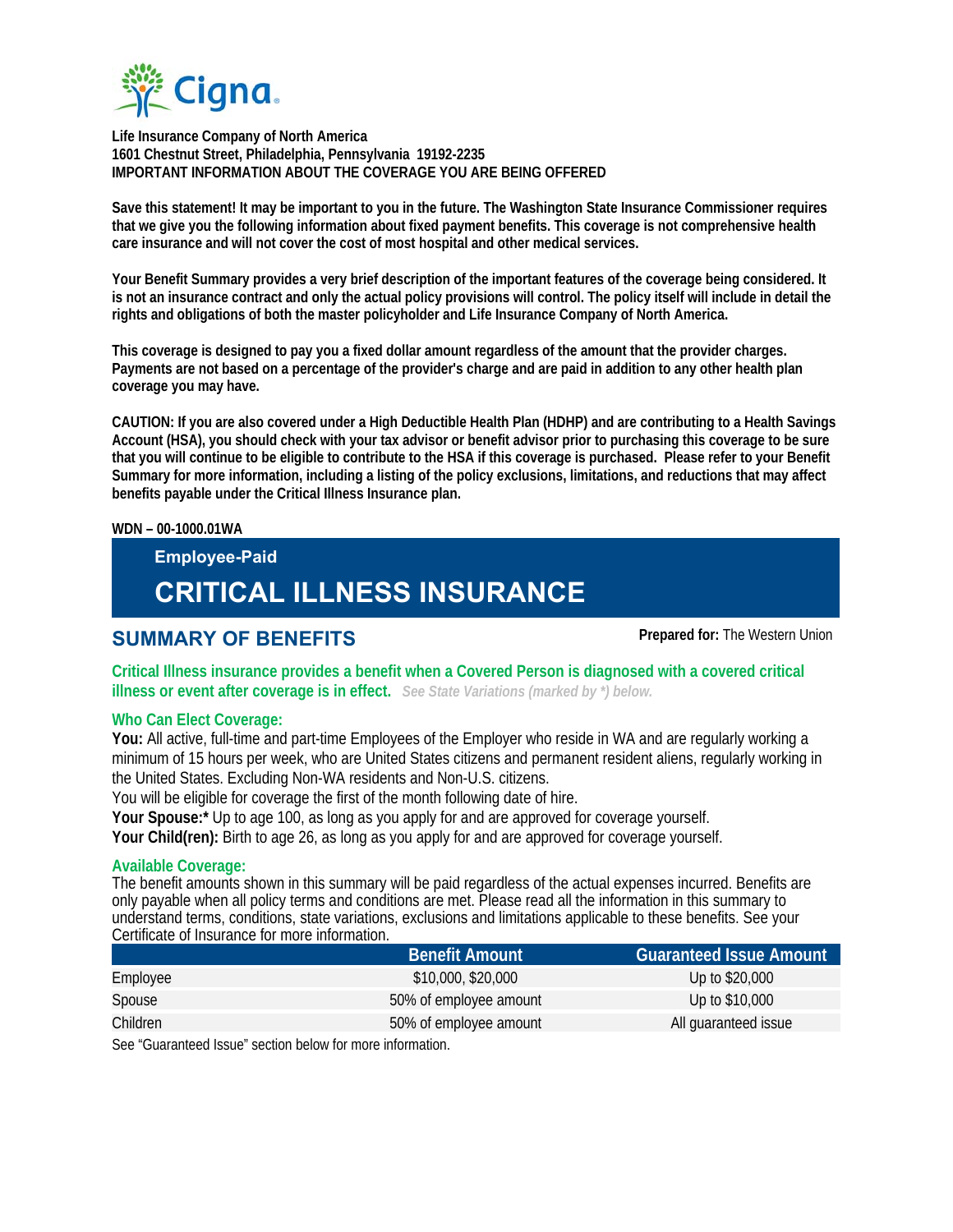**Life Insurance Company of North America**
**1601 Chestnut Street, Philadelphia, Pennsylvania 19192-2235**
**IMPORTANT INFORMATION ABOUT THE COVERAGE YOU ARE BEING OFFERED**

**Save this statement! It may be important to you in the future. The Washington State Insurance Commissioner requires that we give you the following information about fixed payment benefits. This coverage is not comprehensive health care insurance and will not cover the cost of most hospital and other medical services.**

**Your Benefit Summary provides a very brief description of the important features of the coverage being considered. It is not an insurance contract and only the actual policy provisions will control. The policy itself will include in detail the rights and obligations of both the master policyholder and Life Insurance Company of North America.**

**This coverage is designed to pay you a fixed dollar amount regardless of the amount that the provider charges. Payments are not based on a percentage of the provider's charge and are paid in addition to any other health plan coverage you may have.**

**CAUTION: If you are also covered under a High Deductible Health Plan (HDHP) and are contributing to a Health Savings Account (HSA), you should check with your tax advisor or benefit advisor prior to purchasing this coverage to be sure that you will continue to be eligible to contribute to the HSA if this coverage is purchased. Please refer to your Benefit Summary for more information, including a listing of the policy exclusions, limitations, and reductions that may affect benefits payable under the Critical Illness Insurance plan.**

**WDN – 00-1000.01WA**

**Employee-Paid**

# CRITICAL ILLNESS INSURANCE

## SUMMARY OF BENEFITS

**Prepared for:** The Western Union

**Critical Illness insurance provides a benefit when a Covered Person is diagnosed with a covered critical illness or event after coverage is in effect.** *See State Variations (marked by *) below.*

### Who Can Elect Coverage:

**You:** All active, full-time and part-time Employees of the Employer who reside in WA and are regularly working a minimum of 15 hours per week, who are United States citizens and permanent resident aliens, regularly working in the United States. Excluding Non-WA residents and Non-U.S. citizens.

You will be eligible for coverage the first of the month following date of hire.

**Your Spouse:*** Up to age 100, as long as you apply for and are approved for coverage yourself.

**Your Child(ren):** Birth to age 26, as long as you apply for and are approved for coverage yourself.

### Available Coverage:

The benefit amounts shown in this summary will be paid regardless of the actual expenses incurred. Benefits are only payable when all policy terms and conditions are met. Please read all the information in this summary to understand terms, conditions, state variations, exclusions and limitations applicable to these benefits. See your Certificate of Insurance for more information.

| | Benefit Amount | Guaranteed Issue Amount |
|---|---|---|
| Employee | $10,000, $20,000 | Up to $20,000 |
| Spouse | 50% of employee amount | Up to $10,000 |
| Children | 50% of employee amount | All guaranteed issue |

See "Guaranteed Issue" section below for more information.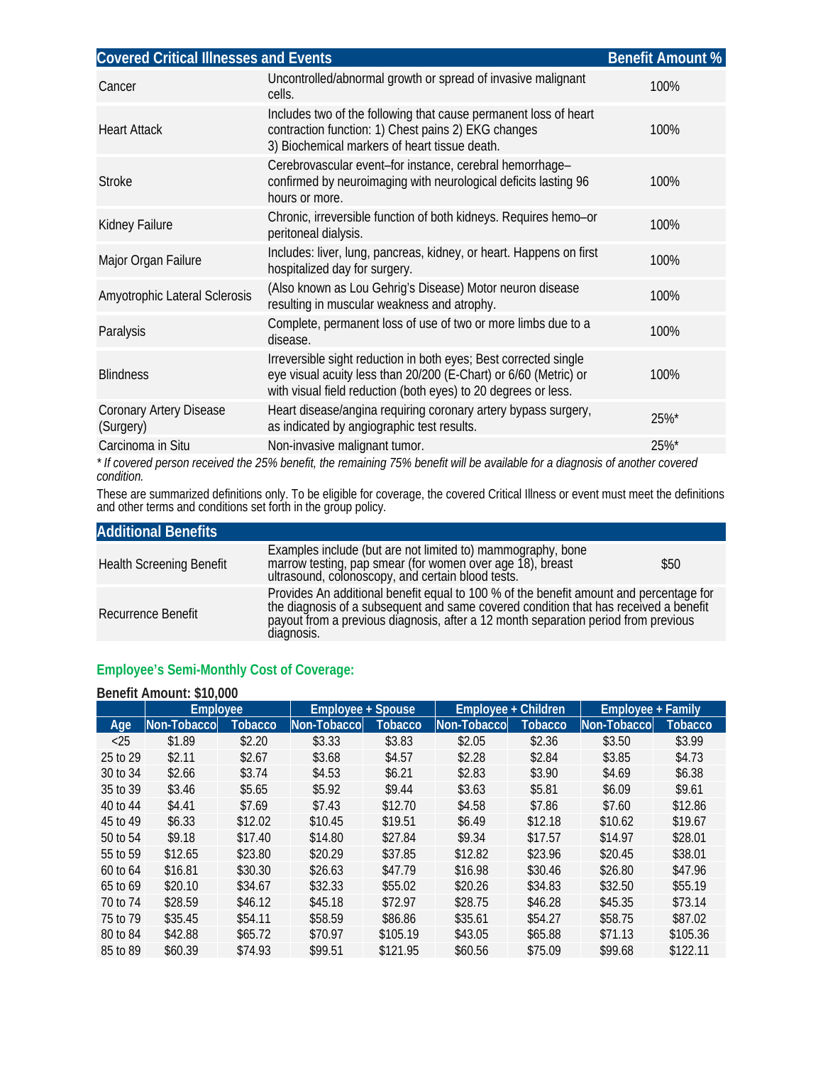| Covered Critical Illnesses and Events | | Benefit Amount % |
|---|---|---|
| Cancer | Uncontrolled/abnormal growth or spread of invasive malignant cells. | 100% |
| Heart Attack | Includes two of the following that cause permanent loss of heart contraction function: 1) Chest pains 2) EKG changes 3) Biochemical markers of heart tissue death. | 100% |
| Stroke | Cerebrovascular event–for instance, cerebral hemorrhage–confirmed by neuroimaging with neurological deficits lasting 96 hours or more. | 100% |
| Kidney Failure | Chronic, irreversible function of both kidneys. Requires hemo–or peritoneal dialysis. | 100% |
| Major Organ Failure | Includes: liver, lung, pancreas, kidney, or heart. Happens on first hospitalized day for surgery. | 100% |
| Amyotrophic Lateral Sclerosis | (Also known as Lou Gehrig's Disease) Motor neuron disease resulting in muscular weakness and atrophy. | 100% |
| Paralysis | Complete, permanent loss of use of two or more limbs due to a disease. | 100% |
| Blindness | Irreversible sight reduction in both eyes; Best corrected single eye visual acuity less than 20/200 (E-Chart) or 6/60 (Metric) or with visual field reduction (both eyes) to 20 degrees or less. | 100% |
| Coronary Artery Disease (Surgery) | Heart disease/angina requiring coronary artery bypass surgery, as indicated by angiographic test results. | 25%* |
| Carcinoma in Situ | Non-invasive malignant tumor. | 25%* |

*\* If covered person received the 25% benefit, the remaining 75% benefit will be available for a diagnosis of another covered condition.*

These are summarized definitions only. To be eligible for coverage, the covered Critical Illness or event must meet the definitions and other terms and conditions set forth in the group policy.

| Additional Benefits | | |
|---|---|---|
| Health Screening Benefit | Examples include (but are not limited to) mammography, bone marrow testing, pap smear (for women over age 18), breast ultrasound, colonoscopy, and certain blood tests. | $50 |
| Recurrence Benefit | Provides An additional benefit equal to 100 % of the benefit amount and percentage for the diagnosis of a subsequent and same covered condition that has received a benefit payout from a previous diagnosis, after a 12 month separation period from previous diagnosis. | |

### Employee's Semi-Monthly Cost of Coverage:

**Benefit Amount: $10,000**

| | Employee | | Employee + Spouse | | Employee + Children | | Employee + Family | |
|---|---|---|---|---|---|---|---|---|
| Age | Non-Tobacco | Tobacco | Non-Tobacco | Tobacco | Non-Tobacco | Tobacco | Non-Tobacco | Tobacco |
| <25 | $1.89 | $2.20 | $3.33 | $3.83 | $2.05 | $2.36 | $3.50 | $3.99 |
| 25 to 29 | $2.11 | $2.67 | $3.68 | $4.57 | $2.28 | $2.84 | $3.85 | $4.73 |
| 30 to 34 | $2.66 | $3.74 | $4.53 | $6.21 | $2.83 | $3.90 | $4.69 | $6.38 |
| 35 to 39 | $3.46 | $5.65 | $5.92 | $9.44 | $3.63 | $5.81 | $6.09 | $9.61 |
| 40 to 44 | $4.41 | $7.69 | $7.43 | $12.70 | $4.58 | $7.86 | $7.60 | $12.86 |
| 45 to 49 | $6.33 | $12.02 | $10.45 | $19.51 | $6.49 | $12.18 | $10.62 | $19.67 |
| 50 to 54 | $9.18 | $17.40 | $14.80 | $27.84 | $9.34 | $17.57 | $14.97 | $28.01 |
| 55 to 59 | $12.65 | $23.80 | $20.29 | $37.85 | $12.82 | $23.96 | $20.45 | $38.01 |
| 60 to 64 | $16.81 | $30.30 | $26.63 | $47.79 | $16.98 | $30.46 | $26.80 | $47.96 |
| 65 to 69 | $20.10 | $34.67 | $32.33 | $55.02 | $20.26 | $34.83 | $32.50 | $55.19 |
| 70 to 74 | $28.59 | $46.12 | $45.18 | $72.97 | $28.75 | $46.28 | $45.35 | $73.14 |
| 75 to 79 | $35.45 | $54.11 | $58.59 | $86.86 | $35.61 | $54.27 | $58.75 | $87.02 |
| 80 to 84 | $42.88 | $65.72 | $70.97 | $105.19 | $43.05 | $65.88 | $71.13 | $105.36 |
| 85 to 89 | $60.39 | $74.93 | $99.51 | $121.95 | $60.56 | $75.09 | $99.68 | $122.11 |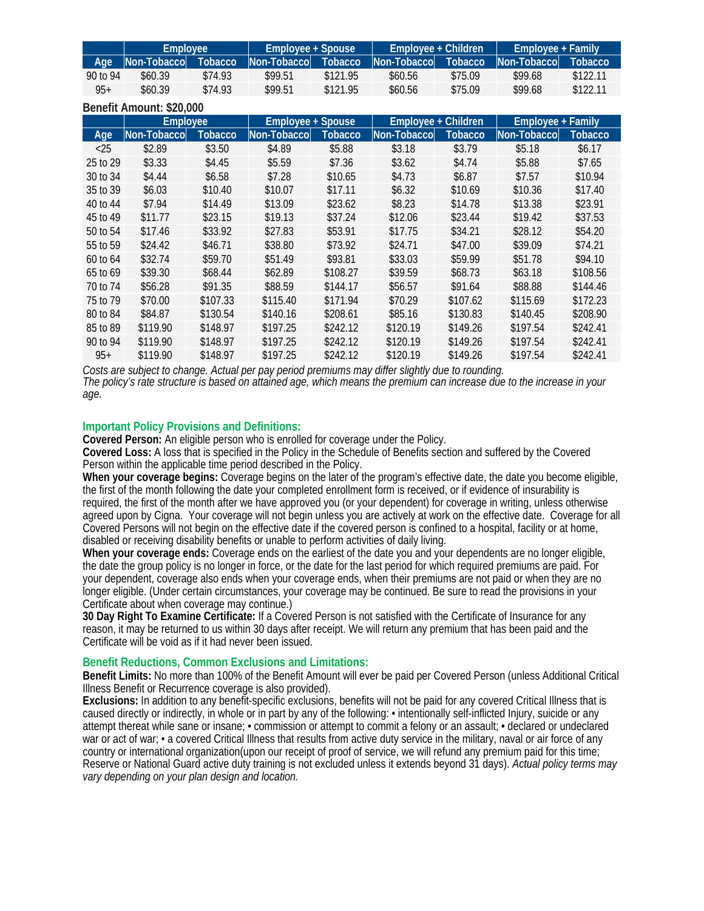| | Employee | | Employee + Spouse | | Employee + Children | | Employee + Family | |
|---|---|---|---|---|---|---|---|---|
| Age | Non-Tobacco | Tobacco | Non-Tobacco | Tobacco | Non-Tobacco | Tobacco | Non-Tobacco | Tobacco |
| 90 to 94 | $60.39 | $74.93 | $99.51 | $121.95 | $60.56 | $75.09 | $99.68 | $122.11 |
| 95+ | $60.39 | $74.93 | $99.51 | $121.95 | $60.56 | $75.09 | $99.68 | $122.11 |

**Benefit Amount: $20,000**

| | Employee | | Employee + Spouse | | Employee + Children | | Employee + Family | |
|---|---|---|---|---|---|---|---|---|
| Age | Non-Tobacco | Tobacco | Non-Tobacco | Tobacco | Non-Tobacco | Tobacco | Non-Tobacco | Tobacco |
| <25 | $2.89 | $3.50 | $4.89 | $5.88 | $3.18 | $3.79 | $5.18 | $6.17 |
| 25 to 29 | $3.33 | $4.45 | $5.59 | $7.36 | $3.62 | $4.74 | $5.88 | $7.65 |
| 30 to 34 | $4.44 | $6.58 | $7.28 | $10.65 | $4.73 | $6.87 | $7.57 | $10.94 |
| 35 to 39 | $6.03 | $10.40 | $10.07 | $17.11 | $6.32 | $10.69 | $10.36 | $17.40 |
| 40 to 44 | $7.94 | $14.49 | $13.09 | $23.62 | $8.23 | $14.78 | $13.38 | $23.91 |
| 45 to 49 | $11.77 | $23.15 | $19.13 | $37.24 | $12.06 | $23.44 | $19.42 | $37.53 |
| 50 to 54 | $17.46 | $33.92 | $27.83 | $53.91 | $17.75 | $34.21 | $28.12 | $54.20 |
| 55 to 59 | $24.42 | $46.71 | $38.80 | $73.92 | $24.71 | $47.00 | $39.09 | $74.21 |
| 60 to 64 | $32.74 | $59.70 | $51.49 | $93.81 | $33.03 | $59.99 | $51.78 | $94.10 |
| 65 to 69 | $39.30 | $68.44 | $62.89 | $108.27 | $39.59 | $68.73 | $63.18 | $108.56 |
| 70 to 74 | $56.28 | $91.35 | $88.59 | $144.17 | $56.57 | $91.64 | $88.88 | $144.46 |
| 75 to 79 | $70.00 | $107.33 | $115.40 | $171.94 | $70.29 | $107.62 | $115.69 | $172.23 |
| 80 to 84 | $84.87 | $130.54 | $140.16 | $208.61 | $85.16 | $130.83 | $140.45 | $208.90 |
| 85 to 89 | $119.90 | $148.97 | $197.25 | $242.12 | $120.19 | $149.26 | $197.54 | $242.41 |
| 90 to 94 | $119.90 | $148.97 | $197.25 | $242.12 | $120.19 | $149.26 | $197.54 | $242.41 |
| 95+ | $119.90 | $148.97 | $197.25 | $242.12 | $120.19 | $149.26 | $197.54 | $242.41 |

*Costs are subject to change. Actual per pay period premiums may differ slightly due to rounding.*
*The policy's rate structure is based on attained age, which means the premium can increase due to the increase in your age.*

### Important Policy Provisions and Definitions:

**Covered Person:** An eligible person who is enrolled for coverage under the Policy.
**Covered Loss:** A loss that is specified in the Policy in the Schedule of Benefits section and suffered by the Covered Person within the applicable time period described in the Policy.
**When your coverage begins:** Coverage begins on the later of the program's effective date, the date you become eligible, the first of the month following the date your completed enrollment form is received, or if evidence of insurability is required, the first of the month after we have approved you (or your dependent) for coverage in writing, unless otherwise agreed upon by Cigna. Your coverage will not begin unless you are actively at work on the effective date. Coverage for all Covered Persons will not begin on the effective date if the covered person is confined to a hospital, facility or at home, disabled or receiving disability benefits or unable to perform activities of daily living.
**When your coverage ends:** Coverage ends on the earliest of the date you and your dependents are no longer eligible, the date the group policy is no longer in force, or the date for the last period for which required premiums are paid. For your dependent, coverage also ends when your coverage ends, when their premiums are not paid or when they are no longer eligible. (Under certain circumstances, your coverage may be continued. Be sure to read the provisions in your Certificate about when coverage may continue.)
**30 Day Right To Examine Certificate:** If a Covered Person is not satisfied with the Certificate of Insurance for any reason, it may be returned to us within 30 days after receipt. We will return any premium that has been paid and the Certificate will be void as if it had never been issued.

### Benefit Reductions, Common Exclusions and Limitations:

**Benefit Limits:** No more than 100% of the Benefit Amount will ever be paid per Covered Person (unless Additional Critical Illness Benefit or Recurrence coverage is also provided).
**Exclusions:** In addition to any benefit-specific exclusions, benefits will not be paid for any covered Critical Illness that is caused directly or indirectly, in whole or in part by any of the following: • intentionally self-inflicted Injury, suicide or any attempt thereat while sane or insane; • commission or attempt to commit a felony or an assault; • declared or undeclared war or act of war; • a covered Critical Illness that results from active duty service in the military, naval or air force of any country or international organization(upon our receipt of proof of service, we will refund any premium paid for this time; Reserve or National Guard active duty training is not excluded unless it extends beyond 31 days). *Actual policy terms may vary depending on your plan design and location.*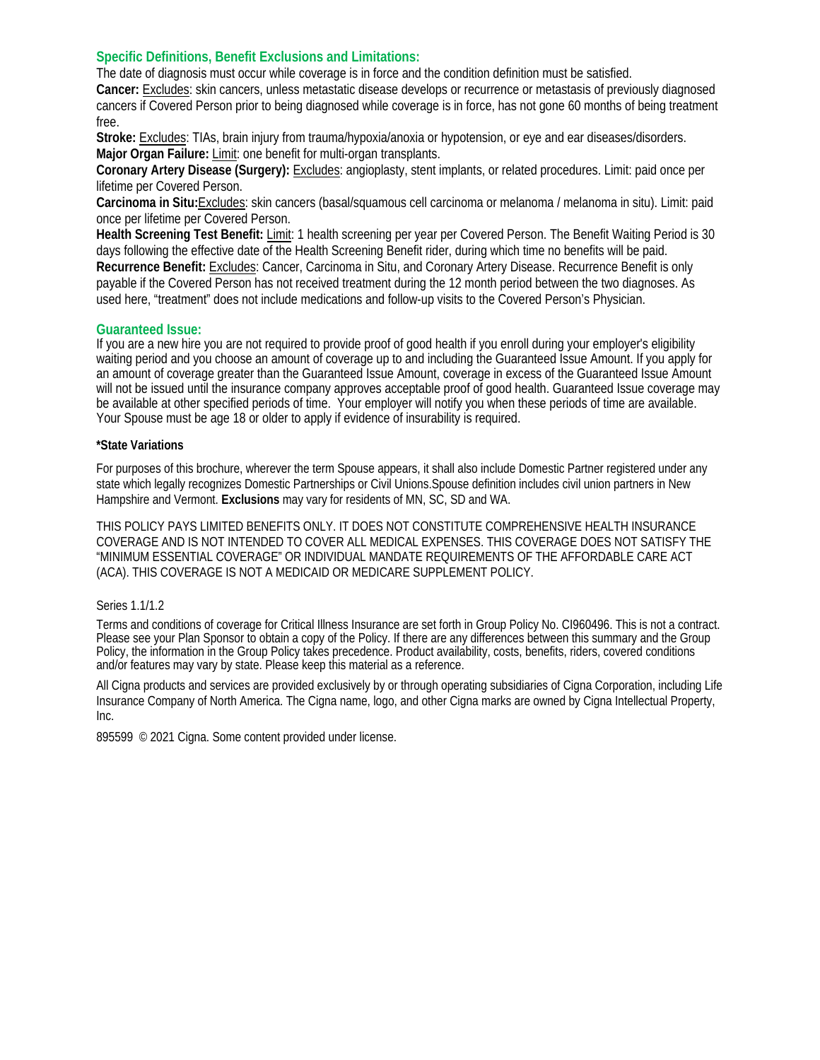## Specific Definitions, Benefit Exclusions and Limitations:

The date of diagnosis must occur while coverage is in force and the condition definition must be satisfied.

**Cancer:** Excludes: skin cancers, unless metastatic disease develops or recurrence or metastasis of previously diagnosed cancers if Covered Person prior to being diagnosed while coverage is in force, has not gone 60 months of being treatment free.

**Stroke:** Excludes: TIAs, brain injury from trauma/hypoxia/anoxia or hypotension, or eye and ear diseases/disorders.

**Major Organ Failure:** Limit: one benefit for multi-organ transplants.

**Coronary Artery Disease (Surgery):** Excludes: angioplasty, stent implants, or related procedures. Limit: paid once per lifetime per Covered Person.

**Carcinoma in Situ:** Excludes: skin cancers (basal/squamous cell carcinoma or melanoma / melanoma in situ). Limit: paid once per lifetime per Covered Person.

**Health Screening Test Benefit:** Limit: 1 health screening per year per Covered Person. The Benefit Waiting Period is 30 days following the effective date of the Health Screening Benefit rider, during which time no benefits will be paid.

**Recurrence Benefit:** Excludes: Cancer, Carcinoma in Situ, and Coronary Artery Disease. Recurrence Benefit is only payable if the Covered Person has not received treatment during the 12 month period between the two diagnoses. As used here, "treatment" does not include medications and follow-up visits to the Covered Person's Physician.

## Guaranteed Issue:

If you are a new hire you are not required to provide proof of good health if you enroll during your employer's eligibility waiting period and you choose an amount of coverage up to and including the Guaranteed Issue Amount. If you apply for an amount of coverage greater than the Guaranteed Issue Amount, coverage in excess of the Guaranteed Issue Amount will not be issued until the insurance company approves acceptable proof of good health. Guaranteed Issue coverage may be available at other specified periods of time. Your employer will notify you when these periods of time are available. Your Spouse must be age 18 or older to apply if evidence of insurability is required.

**\*State Variations**

For purposes of this brochure, wherever the term Spouse appears, it shall also include Domestic Partner registered under any state which legally recognizes Domestic Partnerships or Civil Unions.Spouse definition includes civil union partners in New Hampshire and Vermont. **Exclusions** may vary for residents of MN, SC, SD and WA.

THIS POLICY PAYS LIMITED BENEFITS ONLY. IT DOES NOT CONSTITUTE COMPREHENSIVE HEALTH INSURANCE COVERAGE AND IS NOT INTENDED TO COVER ALL MEDICAL EXPENSES. THIS COVERAGE DOES NOT SATISFY THE "MINIMUM ESSENTIAL COVERAGE" OR INDIVIDUAL MANDATE REQUIREMENTS OF THE AFFORDABLE CARE ACT (ACA). THIS COVERAGE IS NOT A MEDICAID OR MEDICARE SUPPLEMENT POLICY.

Series 1.1/1.2

Terms and conditions of coverage for Critical Illness Insurance are set forth in Group Policy No. CI960496. This is not a contract. Please see your Plan Sponsor to obtain a copy of the Policy. If there are any differences between this summary and the Group Policy, the information in the Group Policy takes precedence. Product availability, costs, benefits, riders, covered conditions and/or features may vary by state. Please keep this material as a reference.

All Cigna products and services are provided exclusively by or through operating subsidiaries of Cigna Corporation, including Life Insurance Company of North America. The Cigna name, logo, and other Cigna marks are owned by Cigna Intellectual Property, Inc.

895599 © 2021 Cigna. Some content provided under license.